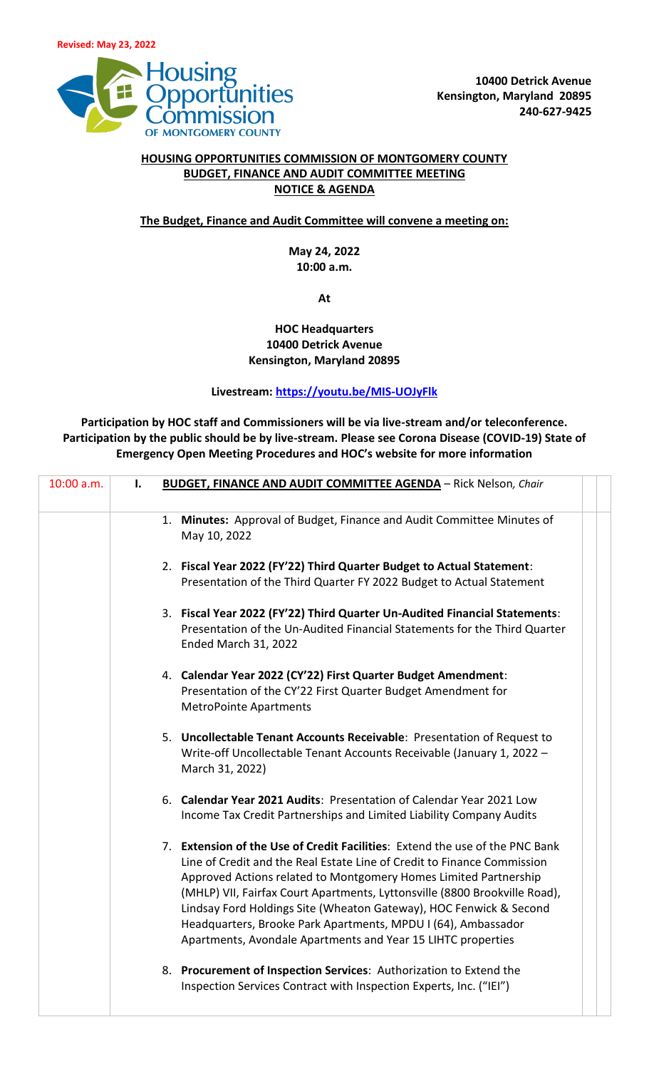**Revised: May 23, 2022**

**10400 Detrick Avenue**
**Kensington, Maryland 20895**
**240-627-9425**

## HOUSING OPPORTUNITIES COMMISSION OF MONTGOMERY COUNTY
## BUDGET, FINANCE AND AUDIT COMMITTEE MEETING
## NOTICE & AGENDA

**The Budget, Finance and Audit Committee will convene a meeting on:**

**May 24, 2022**
**10:00 a.m.**

**At**

**HOC Headquarters**
**10400 Detrick Avenue**
**Kensington, Maryland 20895**

**Livestream: https://youtu.be/MIS-UOJyFlk**

**Participation by HOC staff and Commissioners will be via live-stream and/or teleconference. Participation by the public should be by live-stream. Please see Corona Disease (COVID-19) State of Emergency Open Meeting Procedures and HOC's website for more information**

| | |
|---|---|
| 10:00 a.m. | **I. BUDGET, FINANCE AND AUDIT COMMITTEE AGENDA** – Rick Nelson, *Chair* |
| | 1. **Minutes:** Approval of Budget, Finance and Audit Committee Minutes of May 10, 2022 |
| | 2. **Fiscal Year 2022 (FY'22) Third Quarter Budget to Actual Statement**: Presentation of the Third Quarter FY 2022 Budget to Actual Statement |
| | 3. **Fiscal Year 2022 (FY'22) Third Quarter Un-Audited Financial Statements**: Presentation of the Un-Audited Financial Statements for the Third Quarter Ended March 31, 2022 |
| | 4. **Calendar Year 2022 (CY'22) First Quarter Budget Amendment**: Presentation of the CY'22 First Quarter Budget Amendment for MetroPointe Apartments |
| | 5. **Uncollectable Tenant Accounts Receivable**: Presentation of Request to Write-off Uncollectable Tenant Accounts Receivable (January 1, 2022 – March 31, 2022) |
| | 6. **Calendar Year 2021 Audits**: Presentation of Calendar Year 2021 Low Income Tax Credit Partnerships and Limited Liability Company Audits |
| | 7. **Extension of the Use of Credit Facilities**: Extend the use of the PNC Bank Line of Credit and the Real Estate Line of Credit to Finance Commission Approved Actions related to Montgomery Homes Limited Partnership (MHLP) VII, Fairfax Court Apartments, Lyttonsville (8800 Brookville Road), Lindsay Ford Holdings Site (Wheaton Gateway), HOC Fenwick & Second Headquarters, Brooke Park Apartments, MPDU I (64), Ambassador Apartments, Avondale Apartments and Year 15 LIHTC properties |
| | 8. **Procurement of Inspection Services**: Authorization to Extend the Inspection Services Contract with Inspection Experts, Inc. ("IEI") |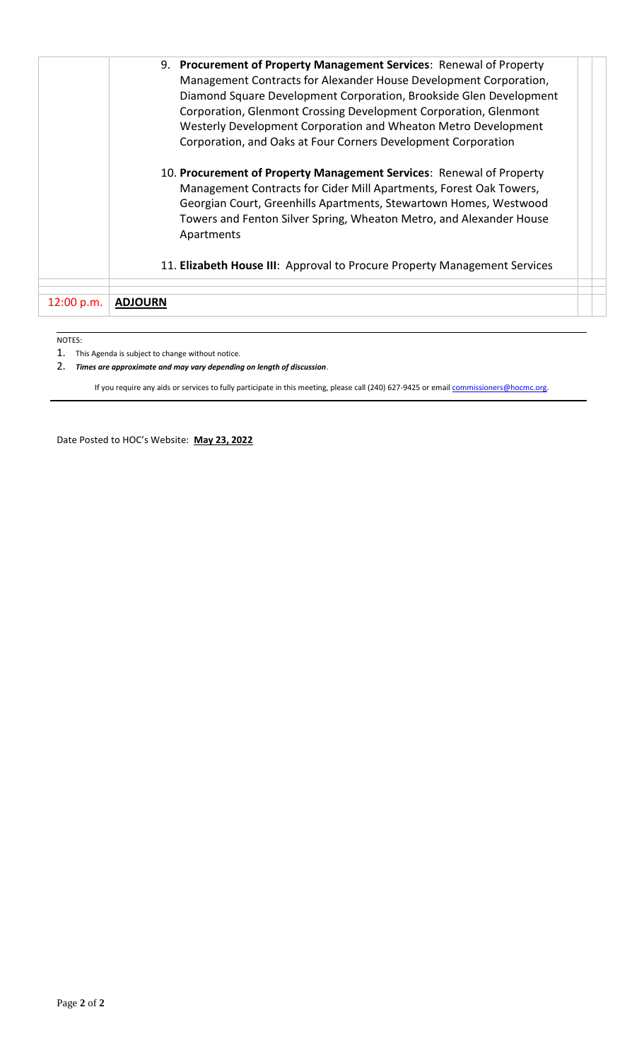| | | | |
|---|---|---|---|
| | 9. **Procurement of Property Management Services**: Renewal of Property Management Contracts for Alexander House Development Corporation, Diamond Square Development Corporation, Brookside Glen Development Corporation, Glenmont Crossing Development Corporation, Glenmont Westerly Development Corporation and Wheaton Metro Development Corporation, and Oaks at Four Corners Development Corporation<br><br>10. **Procurement of Property Management Services**: Renewal of Property Management Contracts for Cider Mill Apartments, Forest Oak Towers, Georgian Court, Greenhills Apartments, Stewartown Homes, Westwood Towers and Fenton Silver Spring, Wheaton Metro, and Alexander House Apartments<br><br>11. **Elizabeth House III**: Approval to Procure Property Management Services | | |
| | | | |
| 12:00 p.m. | **ADJOURN** | | |

NOTES:

1. This Agenda is subject to change without notice.
2. ***Times are approximate and may vary depending on length of discussion***.

If you require any aids or services to fully participate in this meeting, please call (240) 627-9425 or email commissioners@hocmc.org.

Date Posted to HOC's Website: **May 23, 2022**